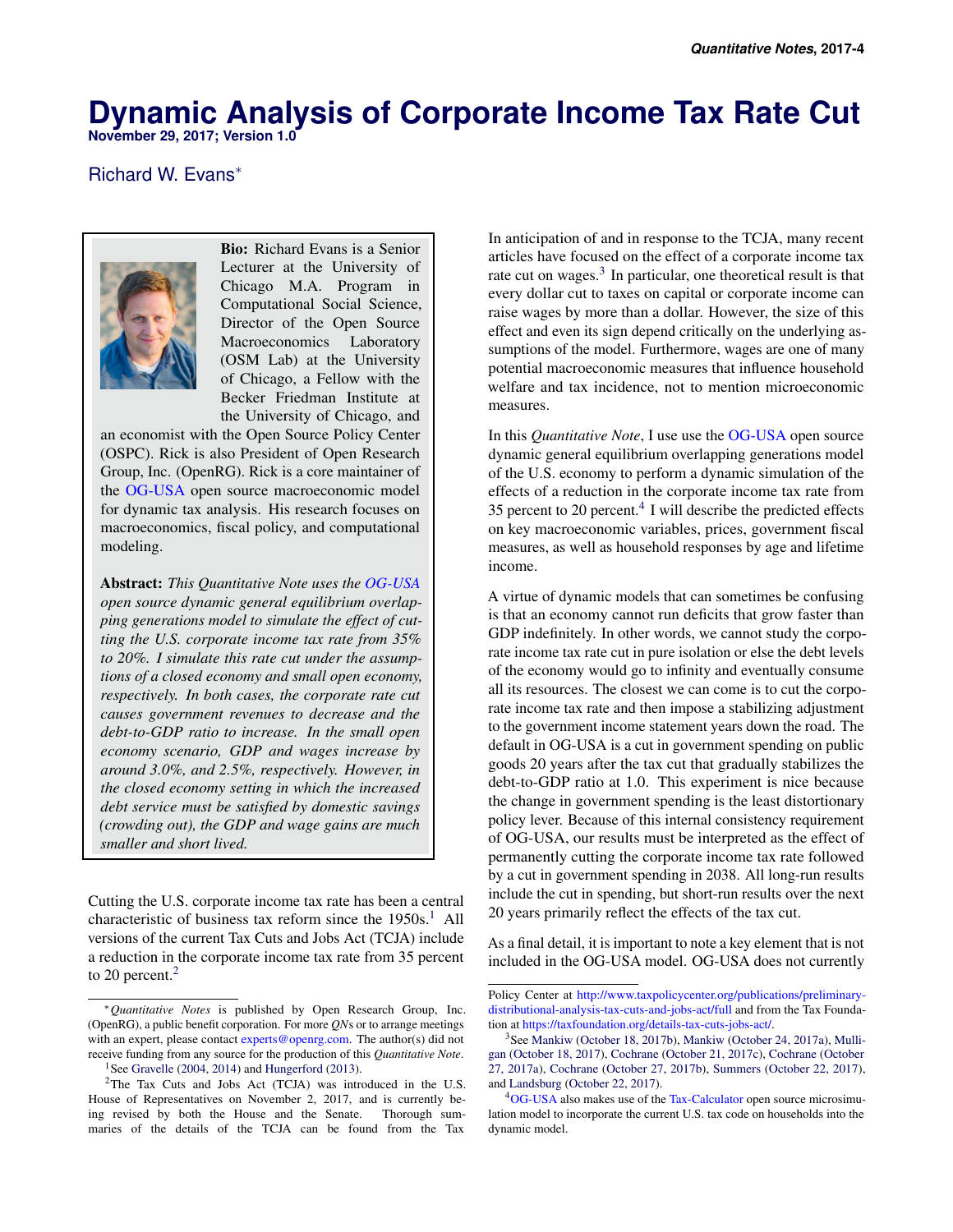# Dynamic Analysis of Corporate Income Tax Rate Cut

**November 29, 2017; Version 1.0**

Richard W. Evans*

**Bio:** Richard Evans is a Senior Lecturer at the University of Chicago M.A. Program in Computational Social Science, Director of the Open Source Macroeconomics Laboratory (OSM Lab) at the University of Chicago, a Fellow with the Becker Friedman Institute at the University of Chicago, and an economist with the Open Source Policy Center (OSPC). Rick is also President of Open Research Group, Inc. (OpenRG). Rick is a core maintainer of the OG-USA open source macroeconomic model for dynamic tax analysis. His research focuses on macroeconomics, fiscal policy, and computational modeling.

**Abstract:** *This Quantitative Note uses the OG-USA open source dynamic general equilibrium overlapping generations model to simulate the effect of cutting the U.S. corporate income tax rate from 35% to 20%. I simulate this rate cut under the assumptions of a closed economy and small open economy, respectively. In both cases, the corporate rate cut causes government revenues to decrease and the debt-to-GDP ratio to increase. In the small open economy scenario, GDP and wages increase by around 3.0%, and 2.5%, respectively. However, in the closed economy setting in which the increased debt service must be satisfied by domestic savings (crowding out), the GDP and wage gains are much smaller and short lived.*

Cutting the U.S. corporate income tax rate has been a central characteristic of business tax reform since the 1950s.[1] All versions of the current Tax Cuts and Jobs Act (TCJA) include a reduction in the corporate income tax rate from 35 percent to 20 percent.[2]

In anticipation of and in response to the TCJA, many recent articles have focused on the effect of a corporate income tax rate cut on wages.[3] In particular, one theoretical result is that every dollar cut to taxes on capital or corporate income can raise wages by more than a dollar. However, the size of this effect and even its sign depend critically on the underlying assumptions of the model. Furthermore, wages are one of many potential macroeconomic measures that influence household welfare and tax incidence, not to mention microeconomic measures.

In this *Quantitative Note*, I use use the OG-USA open source dynamic general equilibrium overlapping generations model of the U.S. economy to perform a dynamic simulation of the effects of a reduction in the corporate income tax rate from 35 percent to 20 percent.[4] I will describe the predicted effects on key macroeconomic variables, prices, government fiscal measures, as well as household responses by age and lifetime income.

A virtue of dynamic models that can sometimes be confusing is that an economy cannot run deficits that grow faster than GDP indefinitely. In other words, we cannot study the corporate income tax rate cut in pure isolation or else the debt levels of the economy would go to infinity and eventually consume all its resources. The closest we can come is to cut the corporate income tax rate and then impose a stabilizing adjustment to the government income statement years down the road. The default in OG-USA is a cut in government spending on public goods 20 years after the tax cut that gradually stabilizes the debt-to-GDP ratio at 1.0. This experiment is nice because the change in government spending is the least distortionary policy lever. Because of this internal consistency requirement of OG-USA, our results must be interpreted as the effect of permanently cutting the corporate income tax rate followed by a cut in government spending in 2038. All long-run results include the cut in spending, but short-run results over the next 20 years primarily reflect the effects of the tax cut.

As a final detail, it is important to note a key element that is not included in the OG-USA model. OG-USA does not currently

---

*\* Quantitative Notes* is published by Open Research Group, Inc. (OpenRG), a public benefit corporation. For more *QN*s or to arrange meetings with an expert, please contact experts@openrg.com. The author(s) did not receive funding from any source for the production of this *Quantitative Note*.

[1] See Gravelle (2004, 2014) and Hungerford (2013).

[2] The Tax Cuts and Jobs Act (TCJA) was introduced in the U.S. House of Representatives on November 2, 2017, and is currently being revised by both the House and the Senate. Thorough summaries of the details of the TCJA can be found from the Tax Policy Center at http://www.taxpolicycenter.org/publications/preliminary-distributional-analysis-tax-cuts-and-jobs-act/full and from the Tax Foundation at https://taxfoundation.org/details-tax-cuts-jobs-act/.

[3] See Mankiw (October 18, 2017b), Mankiw (October 24, 2017a), Mulligan (October 18, 2017), Cochrane (October 21, 2017c), Cochrane (October 27, 2017a), Cochrane (October 27, 2017b), Summers (October 22, 2017), and Landsburg (October 22, 2017).

[4] OG-USA also makes use of the Tax-Calculator open source microsimulation model to incorporate the current U.S. tax code on households into the dynamic model.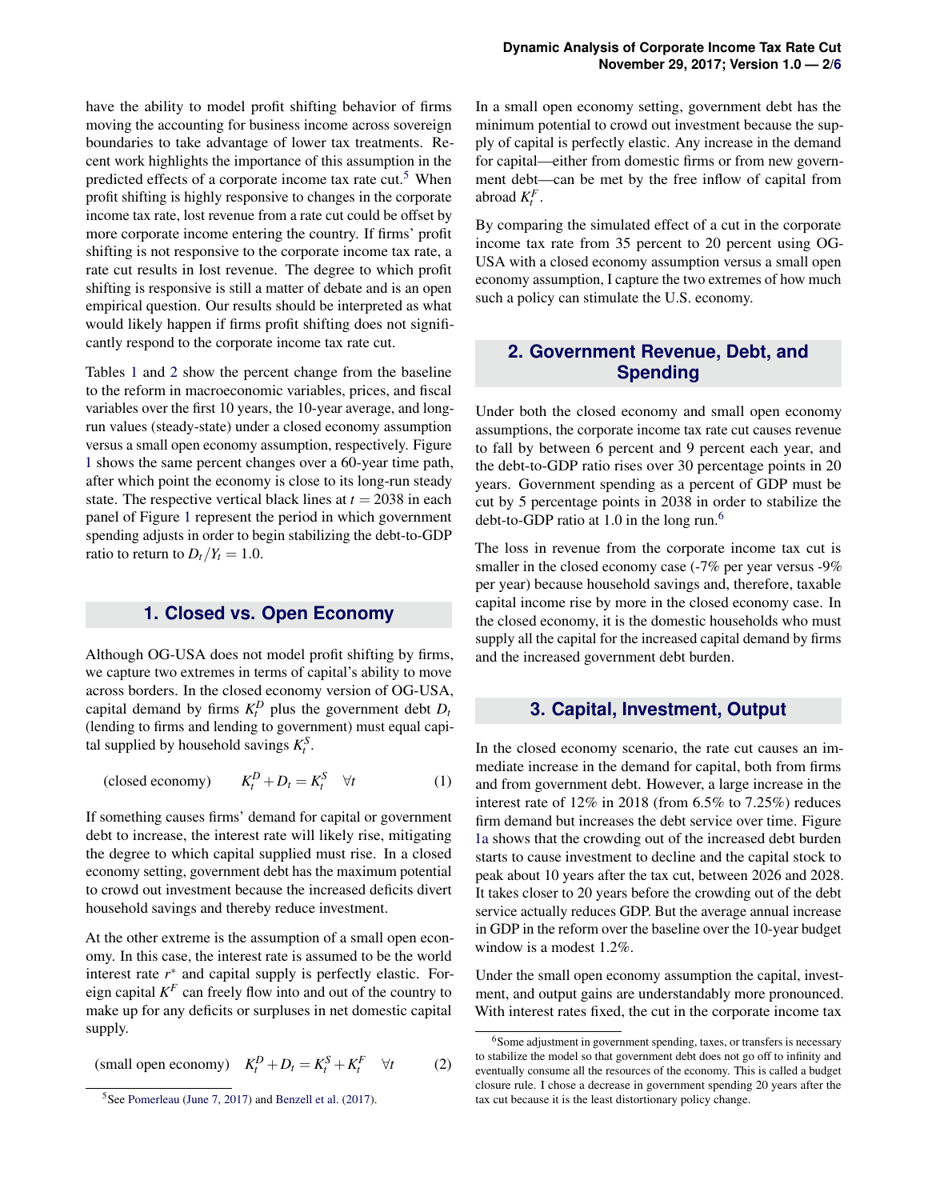have the ability to model profit shifting behavior of firms moving the accounting for business income across sovereign boundaries to take advantage of lower tax treatments. Recent work highlights the importance of this assumption in the predicted effects of a corporate income tax rate cut.[5] When profit shifting is highly responsive to changes in the corporate income tax rate, lost revenue from a rate cut could be offset by more corporate income entering the country. If firms' profit shifting is not responsive to the corporate income tax rate, a rate cut results in lost revenue. The degree to which profit shifting is responsive is still a matter of debate and is an open empirical question. Our results should be interpreted as what would likely happen if firms profit shifting does not significantly respond to the corporate income tax rate cut.

Tables 1 and 2 show the percent change from the baseline to the reform in macroeconomic variables, prices, and fiscal variables over the first 10 years, the 10-year average, and long-run values (steady-state) under a closed economy assumption versus a small open economy assumption, respectively. Figure 1 shows the same percent changes over a 60-year time path, after which point the economy is close to its long-run steady state. The respective vertical black lines at $t = 2038$ in each panel of Figure 1 represent the period in which government spending adjusts in order to begin stabilizing the debt-to-GDP ratio to return to $D_t/Y_t = 1.0$.

## 1. Closed vs. Open Economy

Although OG-USA does not model profit shifting by firms, we capture two extremes in terms of capital's ability to move across borders. In the closed economy version of OG-USA, capital demand by firms $K_t^D$ plus the government debt $D_t$ (lending to firms and lending to government) must equal capital supplied by household savings $K_t^S$.

$$\text{(closed economy)} \qquad K_t^D + D_t = K_t^S \quad \forall t \tag{1}$$

If something causes firms' demand for capital or government debt to increase, the interest rate will likely rise, mitigating the degree to which capital supplied must rise. In a closed economy setting, government debt has the maximum potential to crowd out investment because the increased deficits divert household savings and thereby reduce investment.

At the other extreme is the assumption of a small open economy. In this case, the interest rate is assumed to be the world interest rate $r^*$ and capital supply is perfectly elastic. Foreign capital $K^F$ can freely flow into and out of the country to make up for any deficits or surpluses in net domestic capital supply.

$$\text{(small open economy)} \quad K_t^D + D_t = K_t^S + K_t^F \quad \forall t \tag{2}$$

[5] See Pomerleau (June 7, 2017) and Benzell et al. (2017).

In a small open economy setting, government debt has the minimum potential to crowd out investment because the supply of capital is perfectly elastic. Any increase in the demand for capital—either from domestic firms or from new government debt—can be met by the free inflow of capital from abroad $K_t^F$.

By comparing the simulated effect of a cut in the corporate income tax rate from 35 percent to 20 percent using OG-USA with a closed economy assumption versus a small open economy assumption, I capture the two extremes of how much such a policy can stimulate the U.S. economy.

## 2. Government Revenue, Debt, and Spending

Under both the closed economy and small open economy assumptions, the corporate income tax rate cut causes revenue to fall by between 6 percent and 9 percent each year, and the debt-to-GDP ratio rises over 30 percentage points in 20 years. Government spending as a percent of GDP must be cut by 5 percentage points in 2038 in order to stabilize the debt-to-GDP ratio at 1.0 in the long run.[6]

The loss in revenue from the corporate income tax cut is smaller in the closed economy case (-7% per year versus -9% per year) because household savings and, therefore, taxable capital income rise by more in the closed economy case. In the closed economy, it is the domestic households who must supply all the capital for the increased capital demand by firms and the increased government debt burden.

## 3. Capital, Investment, Output

In the closed economy scenario, the rate cut causes an immediate increase in the demand for capital, both from firms and from government debt. However, a large increase in the interest rate of 12% in 2018 (from 6.5% to 7.25%) reduces firm demand but increases the debt service over time. Figure 1a shows that the crowding out of the increased debt burden starts to cause investment to decline and the capital stock to peak about 10 years after the tax cut, between 2026 and 2028. It takes closer to 20 years before the crowding out of the debt service actually reduces GDP. But the average annual increase in GDP in the reform over the baseline over the 10-year budget window is a modest 1.2%.

Under the small open economy assumption the capital, investment, and output gains are understandably more pronounced. With interest rates fixed, the cut in the corporate income tax

[6] Some adjustment in government spending, taxes, or transfers is necessary to stabilize the model so that government debt does not go off to infinity and eventually consume all the resources of the economy. This is called a budget closure rule. I chose a decrease in government spending 20 years after the tax cut because it is the least distortionary policy change.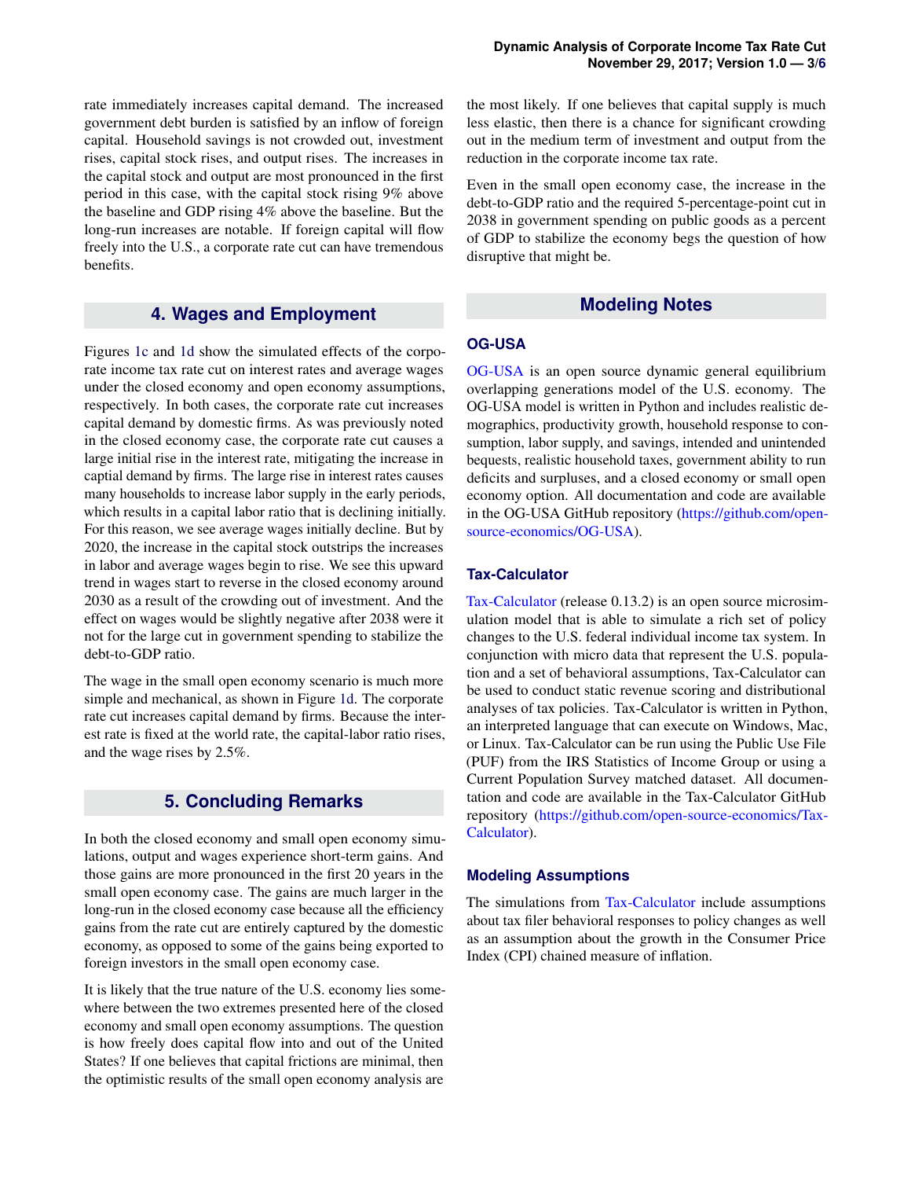rate immediately increases capital demand. The increased government debt burden is satisfied by an inflow of foreign capital. Household savings is not crowded out, investment rises, capital stock rises, and output rises. The increases in the capital stock and output are most pronounced in the first period in this case, with the capital stock rising 9% above the baseline and GDP rising 4% above the baseline. But the long-run increases are notable. If foreign capital will flow freely into the U.S., a corporate rate cut can have tremendous benefits.

## 4. Wages and Employment

Figures 1c and 1d show the simulated effects of the corporate income tax rate cut on interest rates and average wages under the closed economy and open economy assumptions, respectively. In both cases, the corporate rate cut increases capital demand by domestic firms. As was previously noted in the closed economy case, the corporate rate cut causes a large initial rise in the interest rate, mitigating the increase in captial demand by firms. The large rise in interest rates causes many households to increase labor supply in the early periods, which results in a capital labor ratio that is declining initially. For this reason, we see average wages initially decline. But by 2020, the increase in the capital stock outstrips the increases in labor and average wages begin to rise. We see this upward trend in wages start to reverse in the closed economy around 2030 as a result of the crowding out of investment. And the effect on wages would be slightly negative after 2038 were it not for the large cut in government spending to stabilize the debt-to-GDP ratio.

The wage in the small open economy scenario is much more simple and mechanical, as shown in Figure 1d. The corporate rate cut increases capital demand by firms. Because the interest rate is fixed at the world rate, the capital-labor ratio rises, and the wage rises by 2.5%.

## 5. Concluding Remarks

In both the closed economy and small open economy simulations, output and wages experience short-term gains. And those gains are more pronounced in the first 20 years in the small open economy case. The gains are much larger in the long-run in the closed economy case because all the efficiency gains from the rate cut are entirely captured by the domestic economy, as opposed to some of the gains being exported to foreign investors in the small open economy case.

It is likely that the true nature of the U.S. economy lies somewhere between the two extremes presented here of the closed economy and small open economy assumptions. The question is how freely does capital flow into and out of the United States? If one believes that capital frictions are minimal, then the optimistic results of the small open economy analysis are the most likely. If one believes that capital supply is much less elastic, then there is a chance for significant crowding out in the medium term of investment and output from the reduction in the corporate income tax rate.

Even in the small open economy case, the increase in the debt-to-GDP ratio and the required 5-percentage-point cut in 2038 in government spending on public goods as a percent of GDP to stabilize the economy begs the question of how disruptive that might be.

## Modeling Notes

### OG-USA

OG-USA is an open source dynamic general equilibrium overlapping generations model of the U.S. economy. The OG-USA model is written in Python and includes realistic demographics, productivity growth, household response to consumption, labor supply, and savings, intended and unintended bequests, realistic household taxes, government ability to run deficits and surpluses, and a closed economy or small open economy option. All documentation and code are available in the OG-USA GitHub repository (https://github.com/open-source-economics/OG-USA).

### Tax-Calculator

Tax-Calculator (release 0.13.2) is an open source microsimulation model that is able to simulate a rich set of policy changes to the U.S. federal individual income tax system. In conjunction with micro data that represent the U.S. population and a set of behavioral assumptions, Tax-Calculator can be used to conduct static revenue scoring and distributional analyses of tax policies. Tax-Calculator is written in Python, an interpreted language that can execute on Windows, Mac, or Linux. Tax-Calculator can be run using the Public Use File (PUF) from the IRS Statistics of Income Group or using a Current Population Survey matched dataset. All documentation and code are available in the Tax-Calculator GitHub repository (https://github.com/open-source-economics/Tax-Calculator).

### Modeling Assumptions

The simulations from Tax-Calculator include assumptions about tax filer behavioral responses to policy changes as well as an assumption about the growth in the Consumer Price Index (CPI) chained measure of inflation.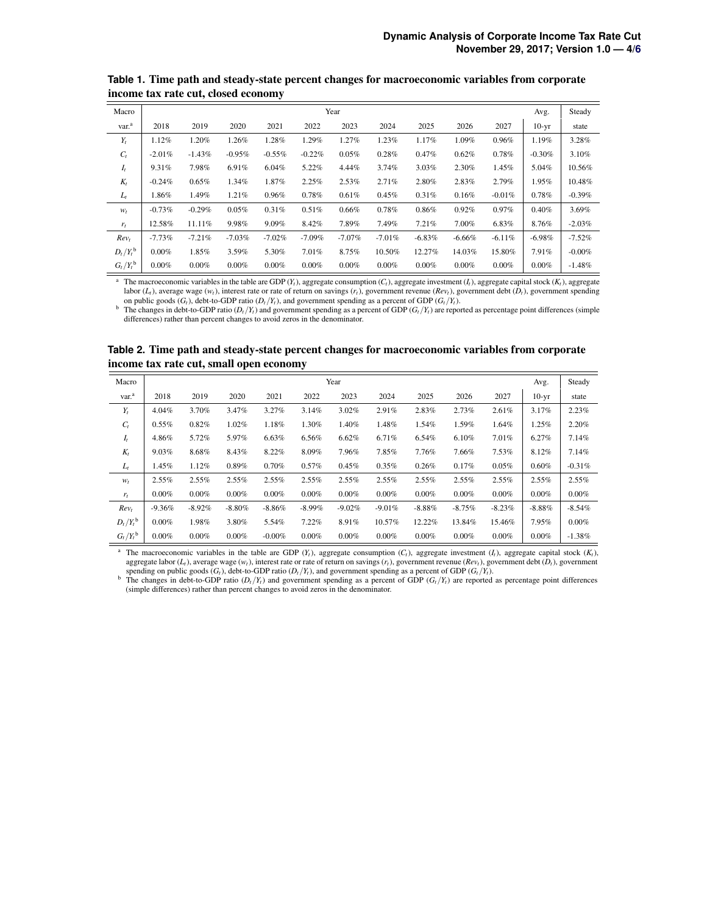**Table 1. Time path and steady-state percent changes for macroeconomic variables from corporate income tax rate cut, closed economy**

| Macro var.[a] | 2018 | 2019 | 2020 | 2021 | 2022 | 2023 | 2024 | 2025 | 2026 | 2027 | Avg. 10-yr | Steady state |
|---|---|---|---|---|---|---|---|---|---|---|---|---|
| $Y_t$ | 1.12% | 1.20% | 1.26% | 1.28% | 1.29% | 1.27% | 1.23% | 1.17% | 1.09% | 0.96% | 1.19% | 3.28% |
| $C_t$ | -2.01% | -1.43% | -0.95% | -0.55% | -0.22% | 0.05% | 0.28% | 0.47% | 0.62% | 0.78% | -0.30% | 3.10% |
| $I_t$ | 9.31% | 7.98% | 6.91% | 6.04% | 5.22% | 4.44% | 3.74% | 3.03% | 2.30% | 1.45% | 5.04% | 10.56% |
| $K_t$ | -0.24% | 0.65% | 1.34% | 1.87% | 2.25% | 2.53% | 2.71% | 2.80% | 2.83% | 2.79% | 1.95% | 10.48% |
| $L_t$ | 1.86% | 1.49% | 1.21% | 0.96% | 0.78% | 0.61% | 0.45% | 0.31% | 0.16% | -0.01% | 0.78% | -0.39% |
| $w_t$ | -0.73% | -0.29% | 0.05% | 0.31% | 0.51% | 0.66% | 0.78% | 0.86% | 0.92% | 0.97% | 0.40% | 3.69% |
| $r_t$ | 12.58% | 11.11% | 9.98% | 9.09% | 8.42% | 7.89% | 7.49% | 7.21% | 7.00% | 6.83% | 8.76% | -2.03% |
| $Rev_t$ | -7.73% | -7.21% | -7.03% | -7.02% | -7.09% | -7.07% | -7.01% | -6.83% | -6.66% | -6.11% | -6.98% | -7.52% |
| $D_t/Y_t$[b] | 0.00% | 1.85% | 3.59% | 5.30% | 7.01% | 8.75% | 10.50% | 12.27% | 14.03% | 15.80% | 7.91% | -0.00% |
| $G_t/Y_t$[b] | 0.00% | 0.00% | 0.00% | 0.00% | 0.00% | 0.00% | 0.00% | 0.00% | 0.00% | 0.00% | 0.00% | -1.48% |

[a] The macroeconomic variables in the table are GDP ($Y_t$), aggregate consumption ($C_t$), aggregate investment ($I_t$), aggregate capital stock ($K_t$), aggregate labor ($L_t$), average wage ($w_t$), interest rate or rate of return on savings ($r_t$), government revenue ($Rev_t$), government debt ($D_t$), government spending on public goods ($G_t$), debt-to-GDP ratio ($D_t/Y_t$), and government spending as a percent of GDP ($G_t/Y_t$).

[b] The changes in debt-to-GDP ratio ($D_t/Y_t$) and government spending as a percent of GDP ($G_t/Y_t$) are reported as percentage point differences (simple differences) rather than percent changes to avoid zeros in the denominator.

**Table 2. Time path and steady-state percent changes for macroeconomic variables from corporate income tax rate cut, small open economy**

| Macro var.[a] | 2018 | 2019 | 2020 | 2021 | 2022 | 2023 | 2024 | 2025 | 2026 | 2027 | Avg. 10-yr | Steady state |
|---|---|---|---|---|---|---|---|---|---|---|---|---|
| $Y_t$ | 4.04% | 3.70% | 3.47% | 3.27% | 3.14% | 3.02% | 2.91% | 2.83% | 2.73% | 2.61% | 3.17% | 2.23% |
| $C_t$ | 0.55% | 0.82% | 1.02% | 1.18% | 1.30% | 1.40% | 1.48% | 1.54% | 1.59% | 1.64% | 1.25% | 2.20% |
| $I_t$ | 4.86% | 5.72% | 5.97% | 6.63% | 6.56% | 6.62% | 6.71% | 6.54% | 6.10% | 7.01% | 6.27% | 7.14% |
| $K_t$ | 9.03% | 8.68% | 8.43% | 8.22% | 8.09% | 7.96% | 7.85% | 7.76% | 7.66% | 7.53% | 8.12% | 7.14% |
| $L_t$ | 1.45% | 1.12% | 0.89% | 0.70% | 0.57% | 0.45% | 0.35% | 0.26% | 0.17% | 0.05% | 0.60% | -0.31% |
| $w_t$ | 2.55% | 2.55% | 2.55% | 2.55% | 2.55% | 2.55% | 2.55% | 2.55% | 2.55% | 2.55% | 2.55% | 2.55% |
| $r_t$ | 0.00% | 0.00% | 0.00% | 0.00% | 0.00% | 0.00% | 0.00% | 0.00% | 0.00% | 0.00% | 0.00% | 0.00% |
| $Rev_t$ | -9.36% | -8.92% | -8.80% | -8.86% | -8.99% | -9.02% | -9.01% | -8.88% | -8.75% | -8.23% | -8.88% | -8.54% |
| $D_t/Y_t$[b] | 0.00% | 1.98% | 3.80% | 5.54% | 7.22% | 8.91% | 10.57% | 12.22% | 13.84% | 15.46% | 7.95% | 0.00% |
| $G_t/Y_t$[b] | 0.00% | 0.00% | 0.00% | -0.00% | 0.00% | 0.00% | 0.00% | 0.00% | 0.00% | 0.00% | 0.00% | -1.38% |

[a] The macroeconomic variables in the table are GDP ($Y_t$), aggregate consumption ($C_t$), aggregate investment ($I_t$), aggregate capital stock ($K_t$), aggregate labor ($L_t$), average wage ($w_t$), interest rate or rate of return on savings ($r_t$), government revenue ($Rev_t$), government debt ($D_t$), government spending on public goods ($G_t$), debt-to-GDP ratio ($D_t/Y_t$), and government spending as a percent of GDP ($G_t/Y_t$).

[b] The changes in debt-to-GDP ratio ($D_t/Y_t$) and government spending as a percent of GDP ($G_t/Y_t$) are reported as percentage point differences (simple differences) rather than percent changes to avoid zeros in the denominator.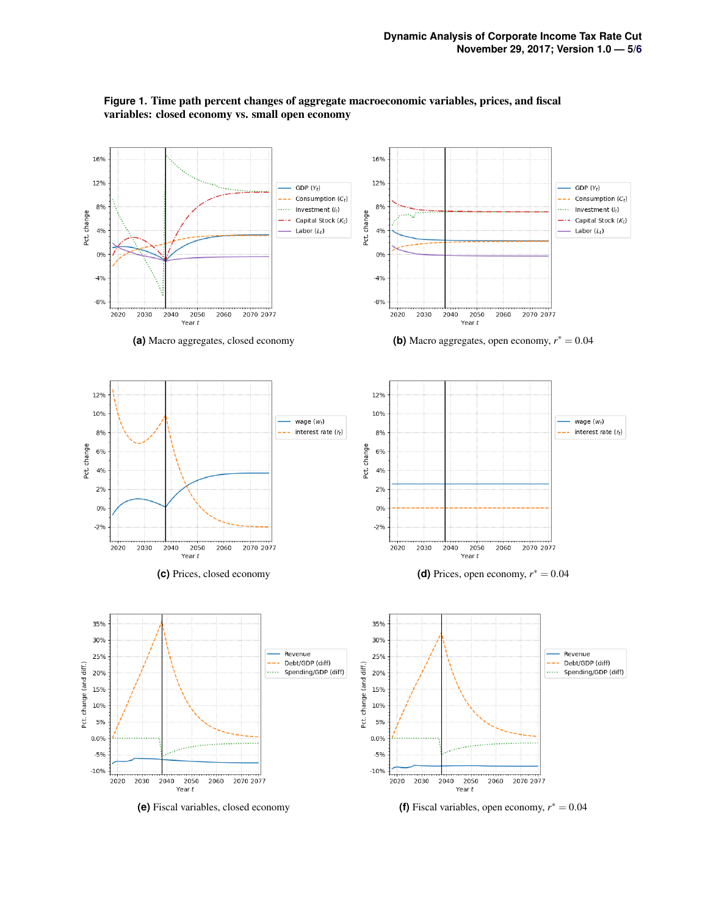**Figure 1. Time path percent changes of aggregate macroeconomic variables, prices, and fiscal variables: closed economy vs. small open economy**

**(a)** Macro aggregates, closed economy

**(b)** Macro aggregates, open economy, $r^* = 0.04$

**(c)** Prices, closed economy

**(d)** Prices, open economy, $r^* = 0.04$

**(e)** Fiscal variables, closed economy

**(f)** Fiscal variables, open economy, $r^* = 0.04$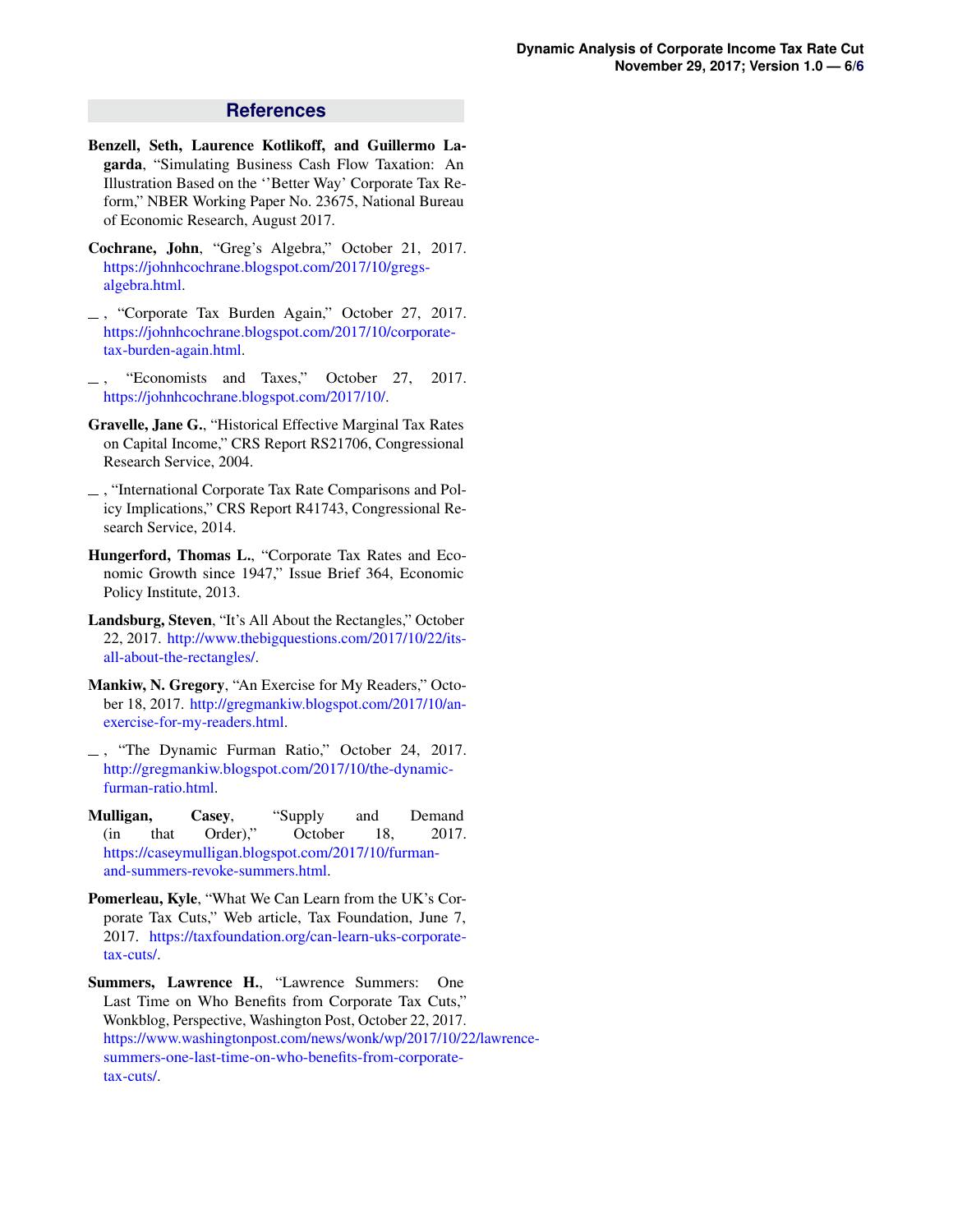## References

**Benzell, Seth, Laurence Kotlikoff, and Guillermo Lagarda**, "Simulating Business Cash Flow Taxation: An Illustration Based on the ''Better Way' Corporate Tax Reform," NBER Working Paper No. 23675, National Bureau of Economic Research, August 2017.

**Cochrane, John**, "Greg's Algebra," October 21, 2017. https://johnhcochrane.blogspot.com/2017/10/gregs-algebra.html.

_ , "Corporate Tax Burden Again," October 27, 2017. https://johnhcochrane.blogspot.com/2017/10/corporate-tax-burden-again.html.

_ , "Economists and Taxes," October 27, 2017. https://johnhcochrane.blogspot.com/2017/10/.

**Gravelle, Jane G.**, "Historical Effective Marginal Tax Rates on Capital Income," CRS Report RS21706, Congressional Research Service, 2004.

_ , "International Corporate Tax Rate Comparisons and Policy Implications," CRS Report R41743, Congressional Research Service, 2014.

**Hungerford, Thomas L.**, "Corporate Tax Rates and Economic Growth since 1947," Issue Brief 364, Economic Policy Institute, 2013.

**Landsburg, Steven**, "It's All About the Rectangles," October 22, 2017. http://www.thebigquestions.com/2017/10/22/its-all-about-the-rectangles/.

**Mankiw, N. Gregory**, "An Exercise for My Readers," October 18, 2017. http://gregmankiw.blogspot.com/2017/10/an-exercise-for-my-readers.html.

_ , "The Dynamic Furman Ratio," October 24, 2017. http://gregmankiw.blogspot.com/2017/10/the-dynamic-furman-ratio.html.

**Mulligan, Casey**, "Supply and Demand (in that Order)," October 18, 2017. https://caseymulligan.blogspot.com/2017/10/furman-and-summers-revoke-summers.html.

**Pomerleau, Kyle**, "What We Can Learn from the UK's Corporate Tax Cuts," Web article, Tax Foundation, June 7, 2017. https://taxfoundation.org/can-learn-uks-corporate-tax-cuts/.

**Summers, Lawrence H.**, "Lawrence Summers: One Last Time on Who Benefits from Corporate Tax Cuts," Wonkblog, Perspective, Washington Post, October 22, 2017. https://www.washingtonpost.com/news/wonk/wp/2017/10/22/lawrence-summers-one-last-time-on-who-benefits-from-corporate-tax-cuts/.